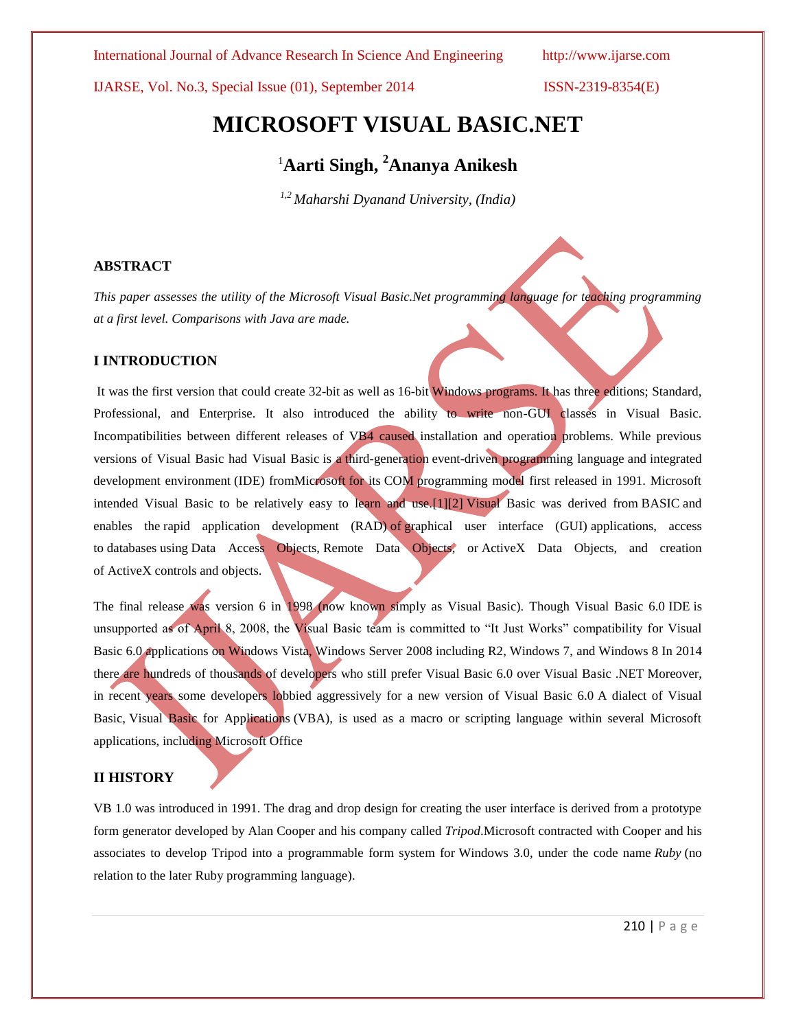# MICROSOFT VISUAL BASIC.NET

**[1]Aarti Singh, [2]Ananya Anikesh**

*[1,2] Maharshi Dyanand University, (India)*

### ABSTRACT

*This paper assesses the utility of the Microsoft Visual Basic.Net programming language for teaching programming at a first level. Comparisons with Java are made.*

### I INTRODUCTION

It was the first version that could create 32-bit as well as 16-bit Windows programs. It has three editions; Standard, Professional, and Enterprise. It also introduced the ability to write non-GUI classes in Visual Basic. Incompatibilities between different releases of VB4 caused installation and operation problems. While previous versions of Visual Basic had Visual Basic is a third-generation event-driven programming language and integrated development environment (IDE) fromMicrosoft for its COM programming model first released in 1991. Microsoft intended Visual Basic to be relatively easy to learn and use.[1][2] Visual Basic was derived from BASIC and enables the rapid application development (RAD) of graphical user interface (GUI) applications, access to databases using Data Access Objects, Remote Data Objects, or ActiveX Data Objects, and creation of ActiveX controls and objects.

The final release was version 6 in 1998 (now known simply as Visual Basic). Though Visual Basic 6.0 IDE is unsupported as of April 8, 2008, the Visual Basic team is committed to "It Just Works" compatibility for Visual Basic 6.0 applications on Windows Vista, Windows Server 2008 including R2, Windows 7, and Windows 8 In 2014 there are hundreds of thousands of developers who still prefer Visual Basic 6.0 over Visual Basic .NET Moreover, in recent years some developers lobbied aggressively for a new version of Visual Basic 6.0 A dialect of Visual Basic, Visual Basic for Applications (VBA), is used as a macro or scripting language within several Microsoft applications, including Microsoft Office

### II HISTORY

VB 1.0 was introduced in 1991. The drag and drop design for creating the user interface is derived from a prototype form generator developed by Alan Cooper and his company called *Tripod*.Microsoft contracted with Cooper and his associates to develop Tripod into a programmable form system for Windows 3.0, under the code name *Ruby* (no relation to the later Ruby programming language).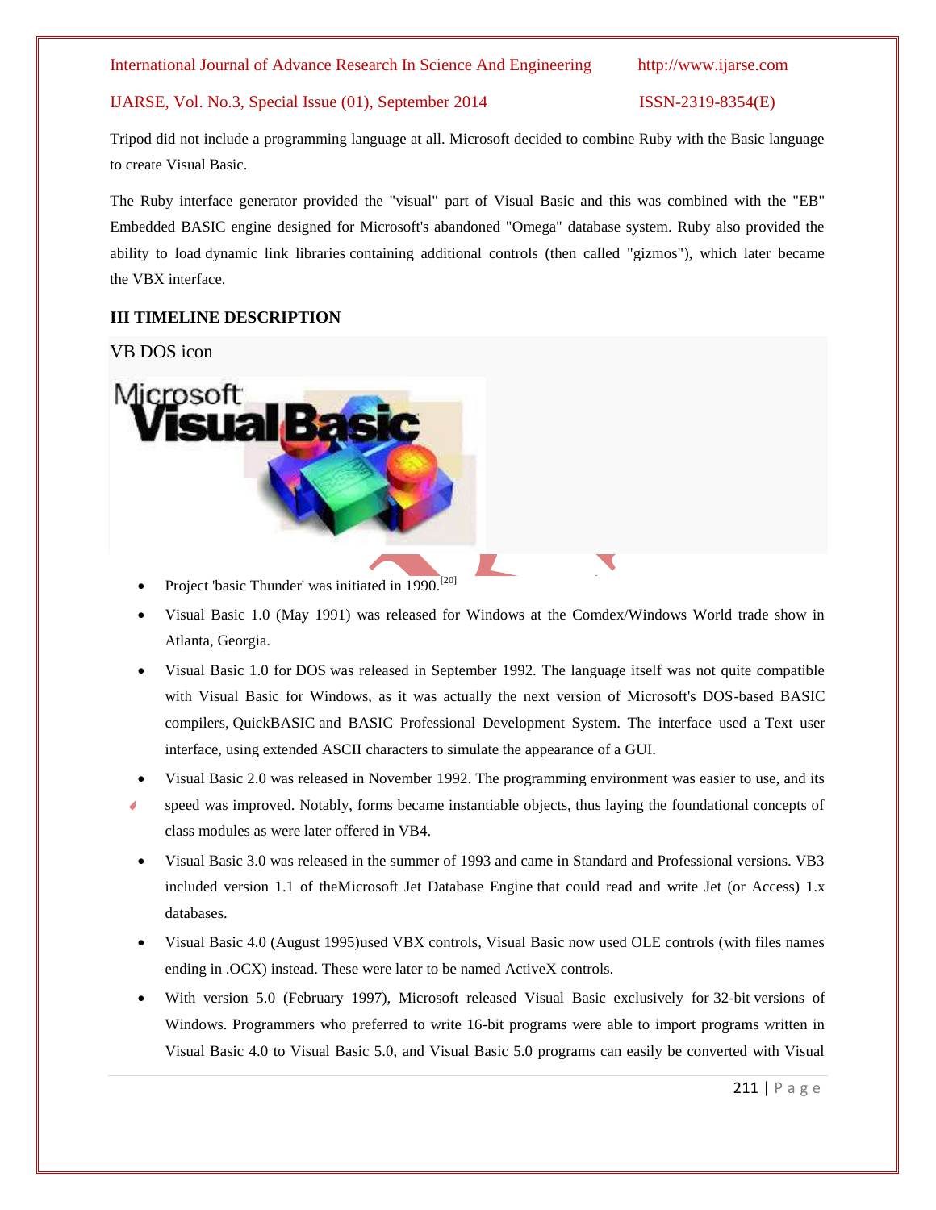Tripod did not include a programming language at all. Microsoft decided to combine Ruby with the Basic language to create Visual Basic.

The Ruby interface generator provided the "visual" part of Visual Basic and this was combined with the "EB" Embedded BASIC engine designed for Microsoft's abandoned "Omega" database system. Ruby also provided the ability to load dynamic link libraries containing additional controls (then called "gizmos"), which later became the VBX interface.

## III TIMELINE DESCRIPTION

VB DOS icon

- Project 'basic Thunder' was initiated in 1990.[20]
- Visual Basic 1.0 (May 1991) was released for Windows at the Comdex/Windows World trade show in Atlanta, Georgia.
- Visual Basic 1.0 for DOS was released in September 1992. The language itself was not quite compatible with Visual Basic for Windows, as it was actually the next version of Microsoft's DOS-based BASIC compilers, QuickBASIC and BASIC Professional Development System. The interface used a Text user interface, using extended ASCII characters to simulate the appearance of a GUI.
- Visual Basic 2.0 was released in November 1992. The programming environment was easier to use, and its speed was improved. Notably, forms became instantiable objects, thus laying the foundational concepts of class modules as were later offered in VB4.
- Visual Basic 3.0 was released in the summer of 1993 and came in Standard and Professional versions. VB3 included version 1.1 of theMicrosoft Jet Database Engine that could read and write Jet (or Access) 1.x databases.
- Visual Basic 4.0 (August 1995)used VBX controls, Visual Basic now used OLE controls (with files names ending in .OCX) instead. These were later to be named ActiveX controls.
- With version 5.0 (February 1997), Microsoft released Visual Basic exclusively for 32-bit versions of Windows. Programmers who preferred to write 16-bit programs were able to import programs written in Visual Basic 4.0 to Visual Basic 5.0, and Visual Basic 5.0 programs can easily be converted with Visual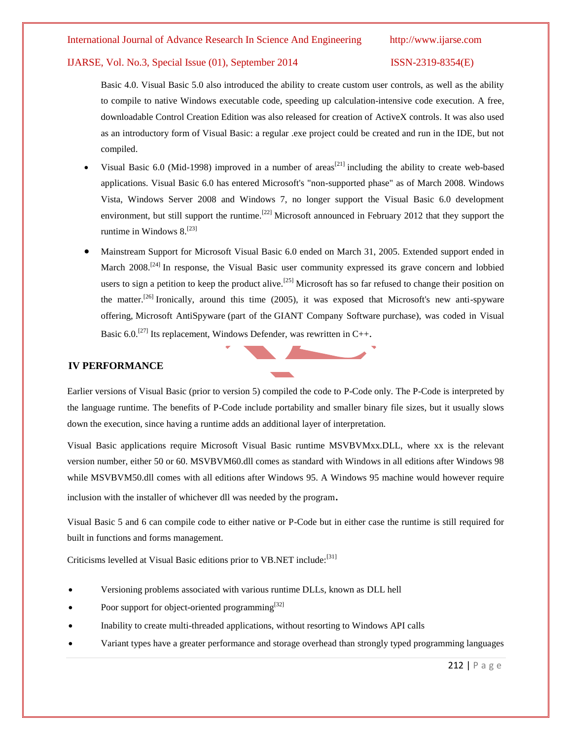Basic 4.0. Visual Basic 5.0 also introduced the ability to create custom user controls, as well as the ability to compile to native Windows executable code, speeding up calculation-intensive code execution. A free, downloadable Control Creation Edition was also released for creation of ActiveX controls. It was also used as an introductory form of Visual Basic: a regular .exe project could be created and run in the IDE, but not compiled.

- Visual Basic 6.0 (Mid-1998) improved in a number of areas[21] including the ability to create web-based applications. Visual Basic 6.0 has entered Microsoft's "non-supported phase" as of March 2008. Windows Vista, Windows Server 2008 and Windows 7, no longer support the Visual Basic 6.0 development environment, but still support the runtime.[22] Microsoft announced in February 2012 that they support the runtime in Windows 8.[23]
- Mainstream Support for Microsoft Visual Basic 6.0 ended on March 31, 2005. Extended support ended in March 2008.[24] In response, the Visual Basic user community expressed its grave concern and lobbied users to sign a petition to keep the product alive.[25] Microsoft has so far refused to change their position on the matter.[26] Ironically, around this time (2005), it was exposed that Microsoft's new anti-spyware offering, Microsoft AntiSpyware (part of the GIANT Company Software purchase), was coded in Visual Basic 6.0.[27] Its replacement, Windows Defender, was rewritten in C++.

## IV PERFORMANCE

Earlier versions of Visual Basic (prior to version 5) compiled the code to P-Code only. The P-Code is interpreted by the language runtime. The benefits of P-Code include portability and smaller binary file sizes, but it usually slows down the execution, since having a runtime adds an additional layer of interpretation.

Visual Basic applications require Microsoft Visual Basic runtime MSVBVMxx.DLL, where xx is the relevant version number, either 50 or 60. MSVBVM60.dll comes as standard with Windows in all editions after Windows 98 while MSVBVM50.dll comes with all editions after Windows 95. A Windows 95 machine would however require inclusion with the installer of whichever dll was needed by the program.

Visual Basic 5 and 6 can compile code to either native or P-Code but in either case the runtime is still required for built in functions and forms management.

Criticisms levelled at Visual Basic editions prior to VB.NET include:[31]

- Versioning problems associated with various runtime DLLs, known as DLL hell
- Poor support for object-oriented programming[32]
- Inability to create multi-threaded applications, without resorting to Windows API calls
- Variant types have a greater performance and storage overhead than strongly typed programming languages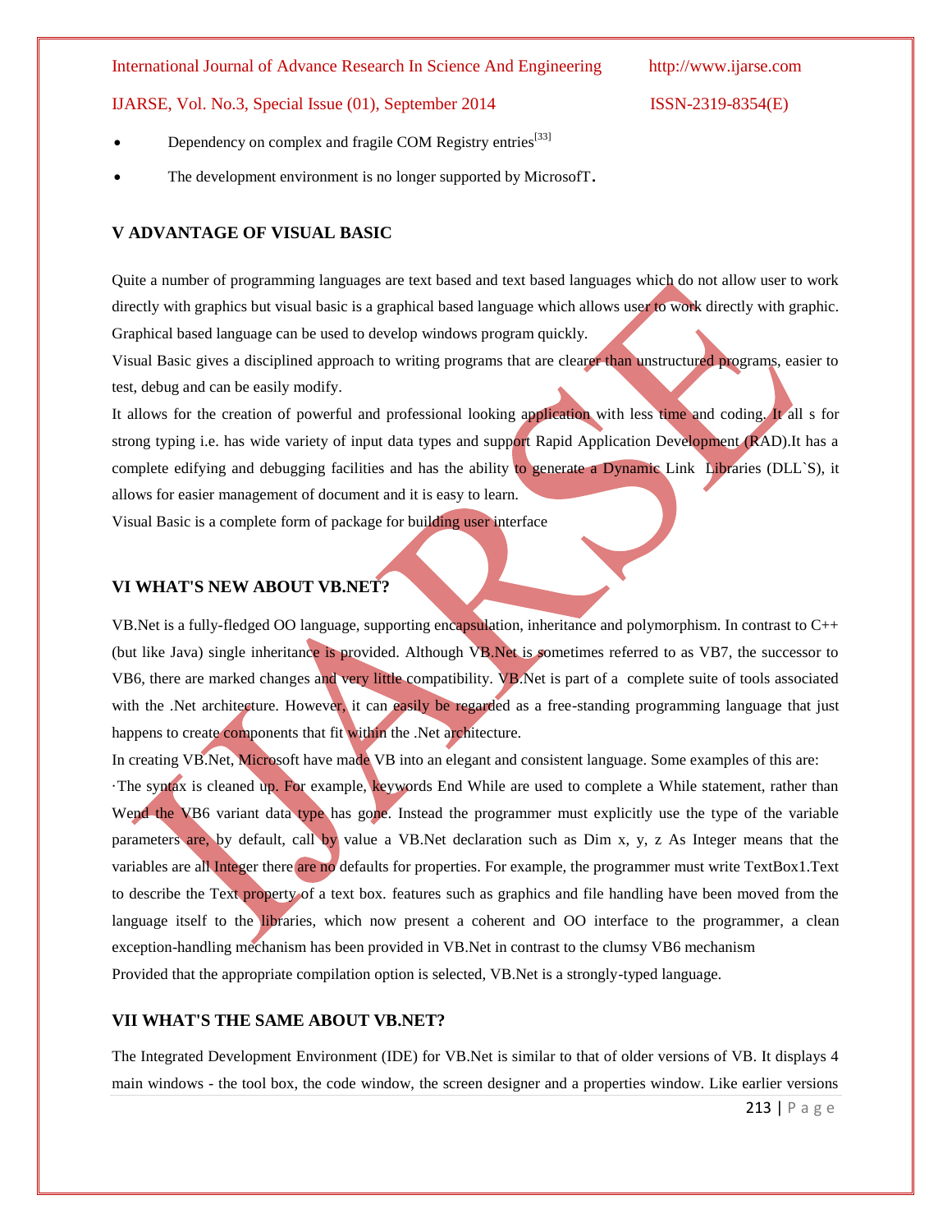- Dependency on complex and fragile COM Registry entries[33]
- The development environment is no longer supported by MicrosofT.

## V ADVANTAGE OF VISUAL BASIC

Quite a number of programming languages are text based and text based languages which do not allow user to work directly with graphics but visual basic is a graphical based language which allows user to work directly with graphic. Graphical based language can be used to develop windows program quickly.

Visual Basic gives a disciplined approach to writing programs that are clearer than unstructured programs, easier to test, debug and can be easily modify.

It allows for the creation of powerful and professional looking application with less time and coding. It all s for strong typing i.e. has wide variety of input data types and support Rapid Application Development (RAD).It has a complete edifying and debugging facilities and has the ability to generate a Dynamic Link Libraries (DLL`S), it allows for easier management of document and it is easy to learn.

Visual Basic is a complete form of package for building user interface

## VI WHAT'S NEW ABOUT VB.NET?

VB.Net is a fully-fledged OO language, supporting encapsulation, inheritance and polymorphism. In contrast to C++ (but like Java) single inheritance is provided. Although VB.Net is sometimes referred to as VB7, the successor to VB6, there are marked changes and very little compatibility. VB.Net is part of a complete suite of tools associated with the .Net architecture. However, it can easily be regarded as a free-standing programming language that just happens to create components that fit within the .Net architecture.

In creating VB.Net, Microsoft have made VB into an elegant and consistent language. Some examples of this are:

·The syntax is cleaned up. For example, keywords End While are used to complete a While statement, rather than Wend the VB6 variant data type has gone. Instead the programmer must explicitly use the type of the variable parameters are, by default, call by value a VB.Net declaration such as Dim x, y, z As Integer means that the variables are all Integer there are no defaults for properties. For example, the programmer must write TextBox1.Text to describe the Text property of a text box. features such as graphics and file handling have been moved from the language itself to the libraries, which now present a coherent and OO interface to the programmer, a clean exception-handling mechanism has been provided in VB.Net in contrast to the clumsy VB6 mechanism

Provided that the appropriate compilation option is selected, VB.Net is a strongly-typed language.

## VII WHAT'S THE SAME ABOUT VB.NET?

The Integrated Development Environment (IDE) for VB.Net is similar to that of older versions of VB. It displays 4 main windows - the tool box, the code window, the screen designer and a properties window. Like earlier versions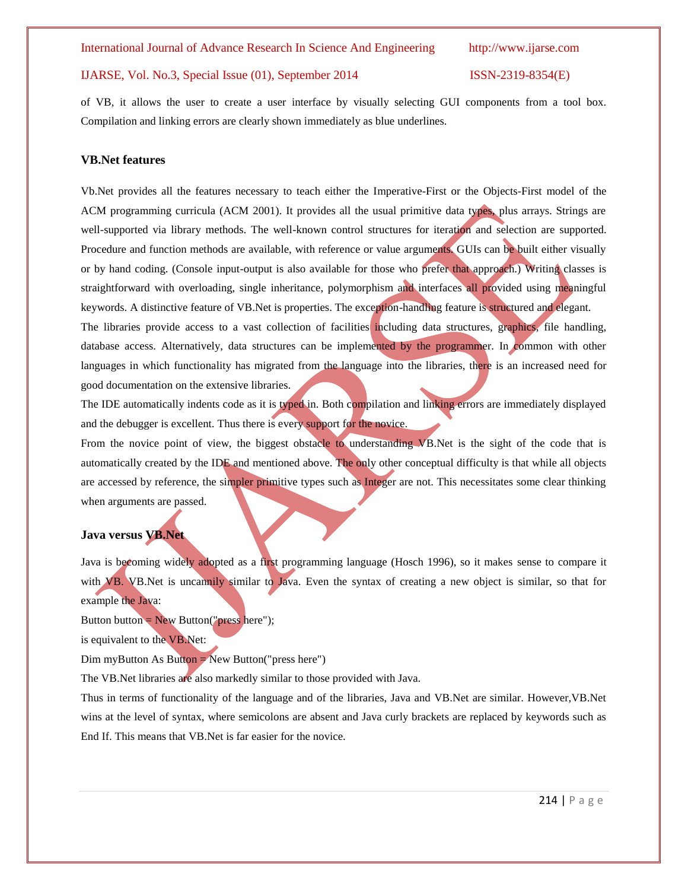of VB, it allows the user to create a user interface by visually selecting GUI components from a tool box. Compilation and linking errors are clearly shown immediately as blue underlines.

### VB.Net features

Vb.Net provides all the features necessary to teach either the Imperative-First or the Objects-First model of the ACM programming curricula (ACM 2001). It provides all the usual primitive data types, plus arrays. Strings are well-supported via library methods. The well-known control structures for iteration and selection are supported. Procedure and function methods are available, with reference or value arguments. GUIs can be built either visually or by hand coding. (Console input-output is also available for those who prefer that approach.) Writing classes is straightforward with overloading, single inheritance, polymorphism and interfaces all provided using meaningful keywords. A distinctive feature of VB.Net is properties. The exception-handling feature is structured and elegant.

The libraries provide access to a vast collection of facilities including data structures, graphics, file handling, database access. Alternatively, data structures can be implemented by the programmer. In common with other languages in which functionality has migrated from the language into the libraries, there is an increased need for good documentation on the extensive libraries.

The IDE automatically indents code as it is typed in. Both compilation and linking errors are immediately displayed and the debugger is excellent. Thus there is every support for the novice.

From the novice point of view, the biggest obstacle to understanding VB.Net is the sight of the code that is automatically created by the IDE and mentioned above. The only other conceptual difficulty is that while all objects are accessed by reference, the simpler primitive types such as Integer are not. This necessitates some clear thinking when arguments are passed.

### Java versus VB.Net

Java is becoming widely adopted as a first programming language (Hosch 1996), so it makes sense to compare it with VB. VB.Net is uncannily similar to Java. Even the syntax of creating a new object is similar, so that for example the Java:

```
Button button = New Button("press here");
```

is equivalent to the VB.Net:

```
Dim myButton As Button = New Button("press here")
```

The VB.Net libraries are also markedly similar to those provided with Java.

Thus in terms of functionality of the language and of the libraries, Java and VB.Net are similar. However,VB.Net wins at the level of syntax, where semicolons are absent and Java curly brackets are replaced by keywords such as End If. This means that VB.Net is far easier for the novice.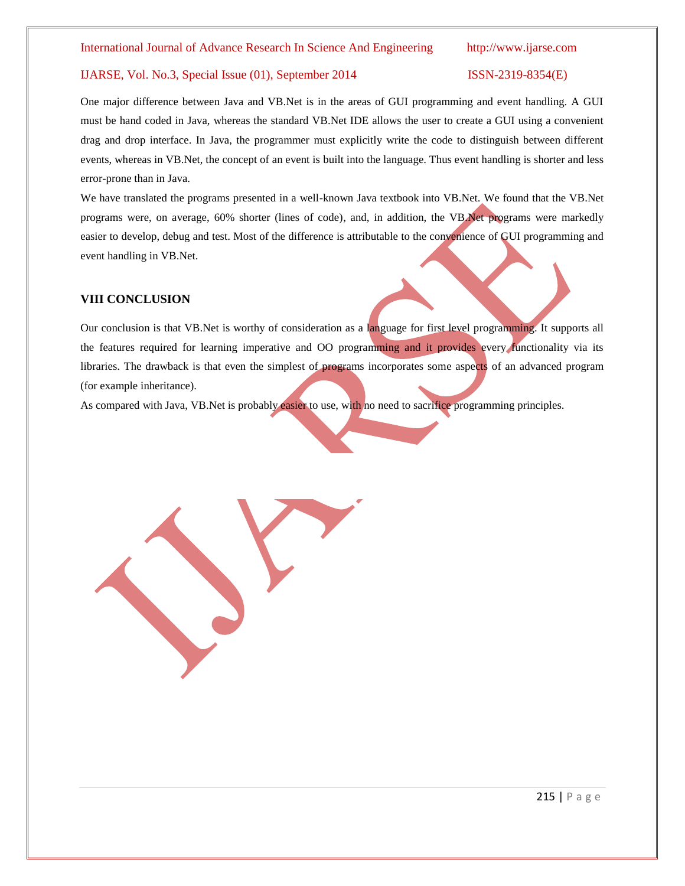One major difference between Java and VB.Net is in the areas of GUI programming and event handling. A GUI must be hand coded in Java, whereas the standard VB.Net IDE allows the user to create a GUI using a convenient drag and drop interface. In Java, the programmer must explicitly write the code to distinguish between different events, whereas in VB.Net, the concept of an event is built into the language. Thus event handling is shorter and less error-prone than in Java.

We have translated the programs presented in a well-known Java textbook into VB.Net. We found that the VB.Net programs were, on average, 60% shorter (lines of code), and, in addition, the VB.Net programs were markedly easier to develop, debug and test. Most of the difference is attributable to the convenience of GUI programming and event handling in VB.Net.

## VIII CONCLUSION

Our conclusion is that VB.Net is worthy of consideration as a language for first level programming. It supports all the features required for learning imperative and OO programming and it provides every functionality via its libraries. The drawback is that even the simplest of programs incorporates some aspects of an advanced program (for example inheritance).

As compared with Java, VB.Net is probably easier to use, with no need to sacrifice programming principles.